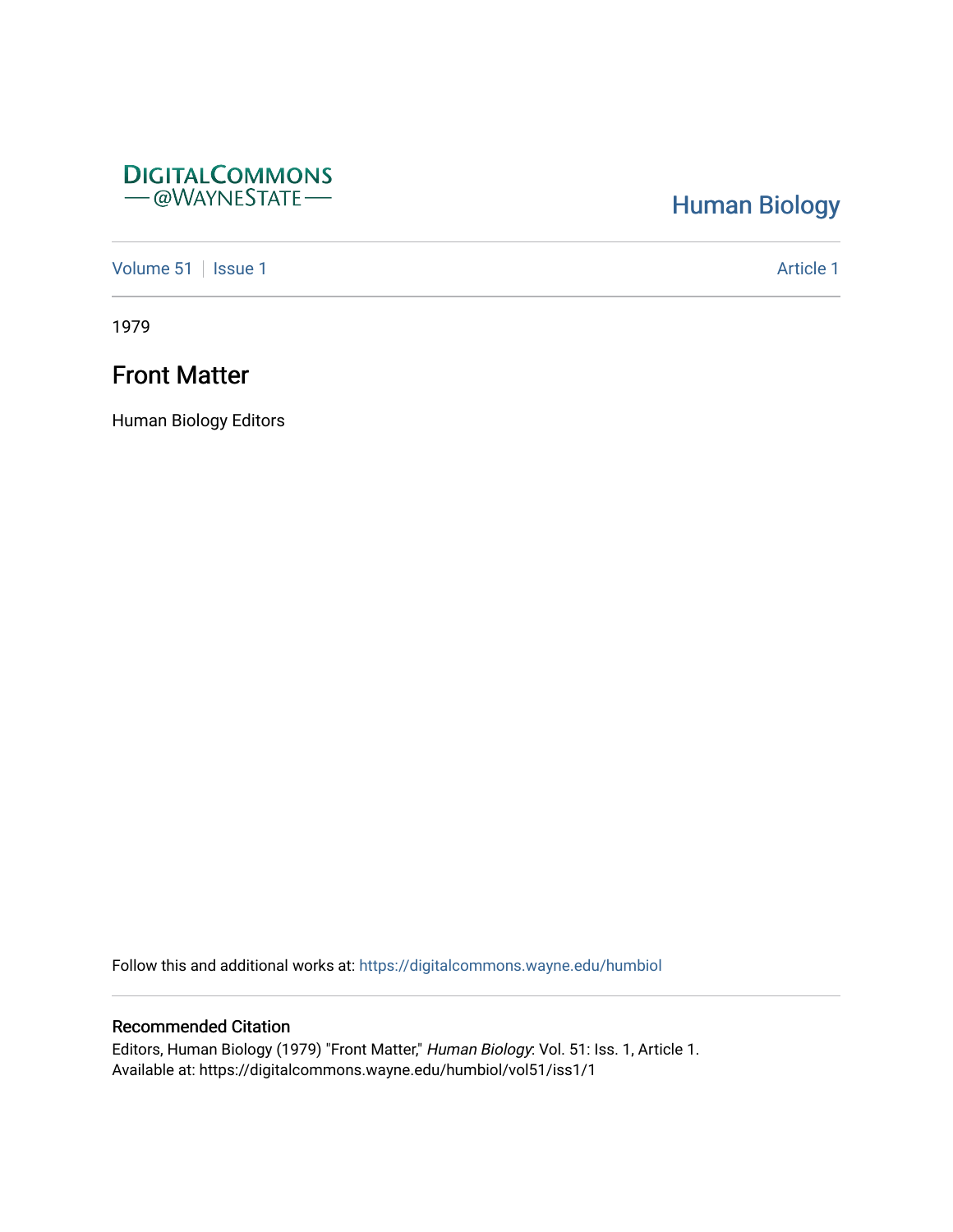DIGITALCOMMONS
@WAYNESTATE

Human Biology

Volume 51 | Issue 1 | Article 1

1979

# Front Matter

Human Biology Editors

Follow this and additional works at: https://digitalcommons.wayne.edu/humbiol

## Recommended Citation

Editors, Human Biology (1979) "Front Matter," *Human Biology*: Vol. 51: Iss. 1, Article 1.
Available at: https://digitalcommons.wayne.edu/humbiol/vol51/iss1/1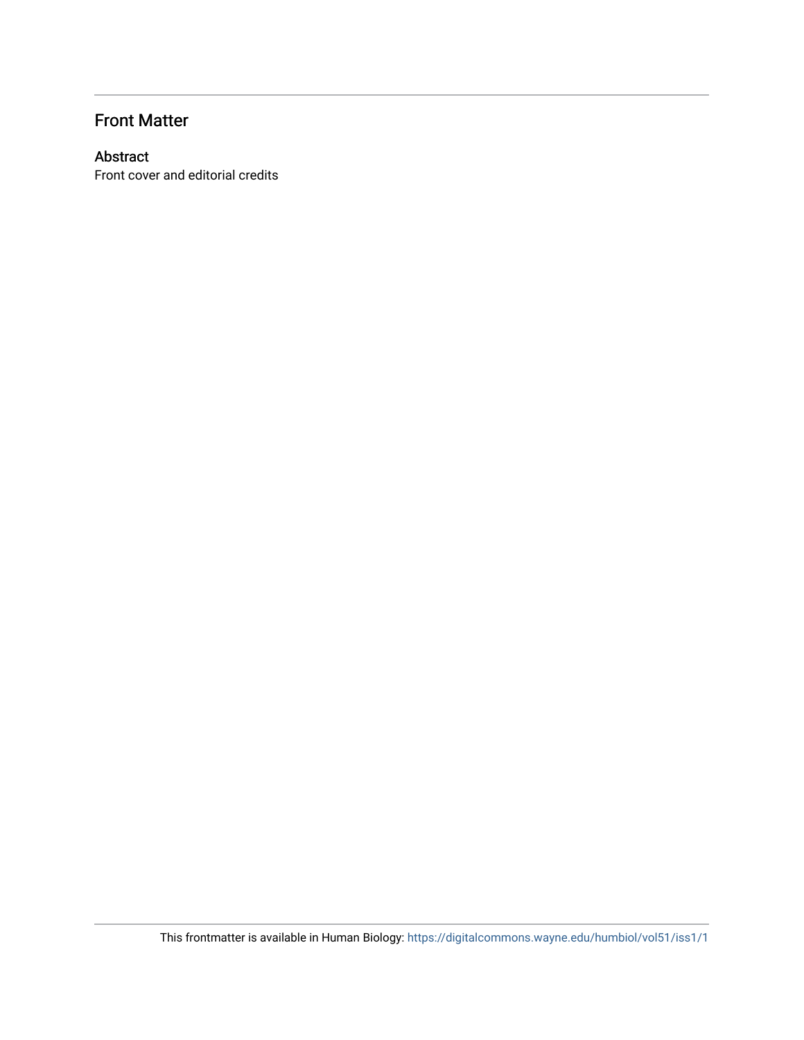## Front Matter

### Abstract

Front cover and editorial credits

This frontmatter is available in Human Biology: https://digitalcommons.wayne.edu/humbiol/vol51/iss1/1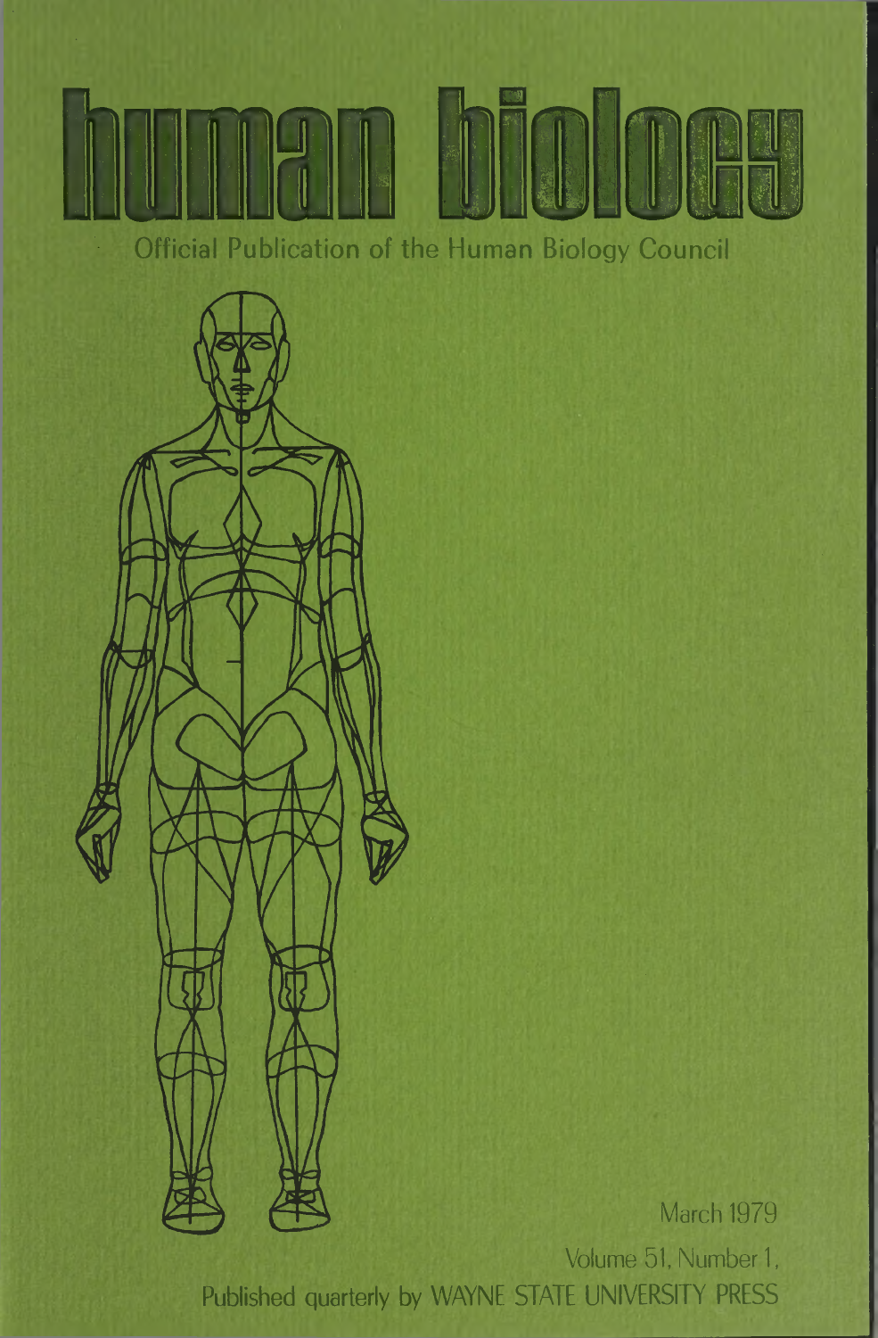# human biology

Official Publication of the Human Biology Council

March 1979

Volume 51, Number 1,

Published quarterly by WAYNE STATE UNIVERSITY PRESS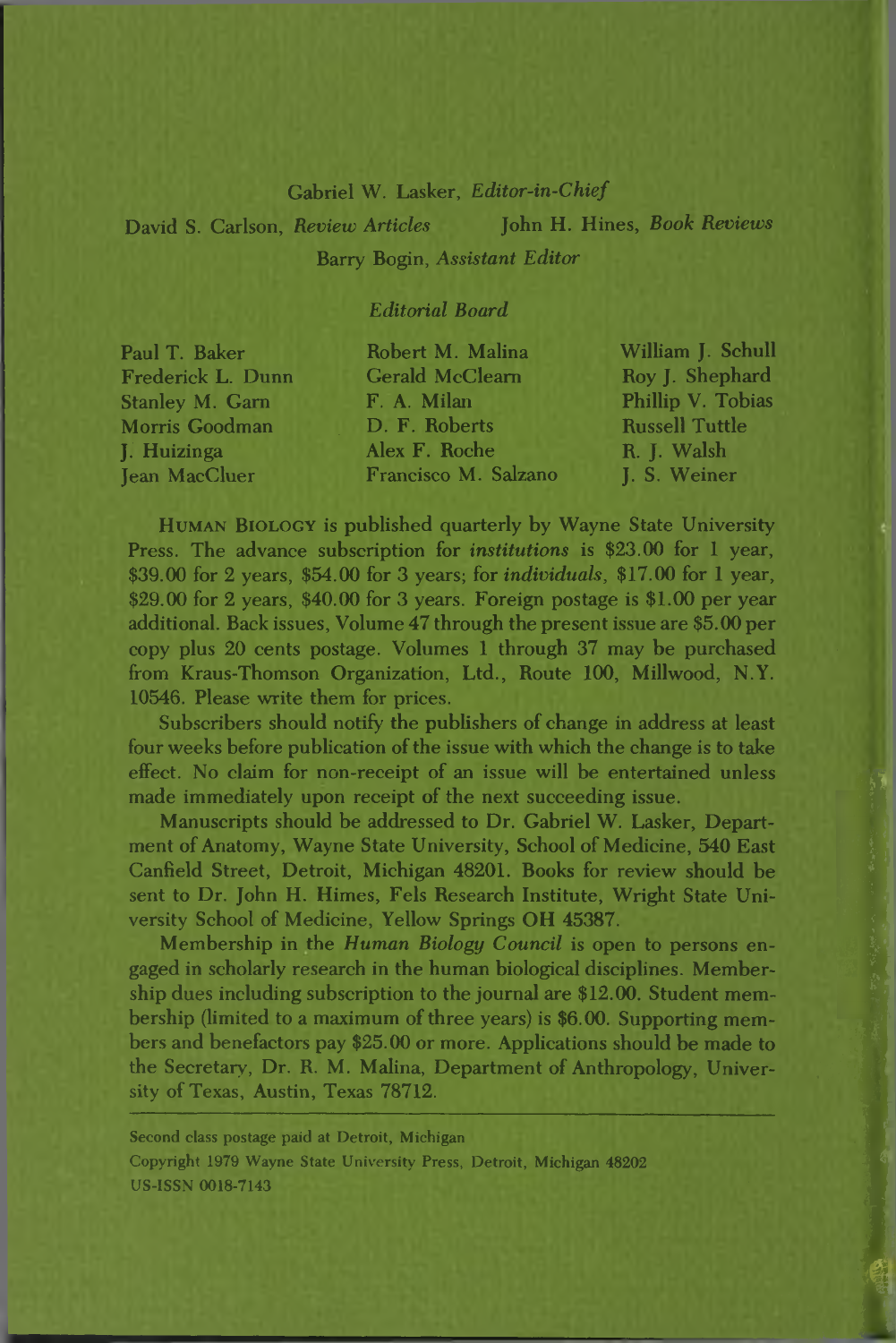Gabriel W. Lasker, *Editor-in-Chief*

David S. Carlson, *Review Articles* John H. Hines, *Book Reviews*

Barry Bogin, *Assistant Editor*

*Editorial Board*

| | | |
|---|---|---|
| Paul T. Baker | Robert M. Malina | William J. Schull |
| Frederick L. Dunn | Gerald McClearn | Roy J. Shephard |
| Stanley M. Garn | F. A. Milan | Phillip V. Tobias |
| Morris Goodman | D. F. Roberts | Russell Tuttle |
| J. Huizinga | Alex F. Roche | R. J. Walsh |
| Jean MacCluer | Francisco M. Salzano | J. S. Weiner |

HUMAN BIOLOGY is published quarterly by Wayne State University Press. The advance subscription for *institutions* is $23.00 for 1 year, $39.00 for 2 years, $54.00 for 3 years; for *individuals*, $17.00 for 1 year, $29.00 for 2 years, $40.00 for 3 years. Foreign postage is $1.00 per year additional. Back issues, Volume 47 through the present issue are $5.00 per copy plus 20 cents postage. Volumes 1 through 37 may be purchased from Kraus-Thomson Organization, Ltd., Route 100, Millwood, N.Y. 10546. Please write them for prices.

Subscribers should notify the publishers of change in address at least four weeks before publication of the issue with which the change is to take effect. No claim for non-receipt of an issue will be entertained unless made immediately upon receipt of the next succeeding issue.

Manuscripts should be addressed to Dr. Gabriel W. Lasker, Department of Anatomy, Wayne State University, School of Medicine, 540 East Canfield Street, Detroit, Michigan 48201. Books for review should be sent to Dr. John H. Himes, Fels Research Institute, Wright State University School of Medicine, Yellow Springs OH 45387.

Membership in the *Human Biology Council* is open to persons engaged in scholarly research in the human biological disciplines. Membership dues including subscription to the journal are $12.00. Student membership (limited to a maximum of three years) is $6.00. Supporting members and benefactors pay $25.00 or more. Applications should be made to the Secretary, Dr. R. M. Malina, Department of Anthropology, University of Texas, Austin, Texas 78712.

---

Second class postage paid at Detroit, Michigan

Copyright 1979 Wayne State University Press, Detroit, Michigan 48202

US-ISSN 0018-7143